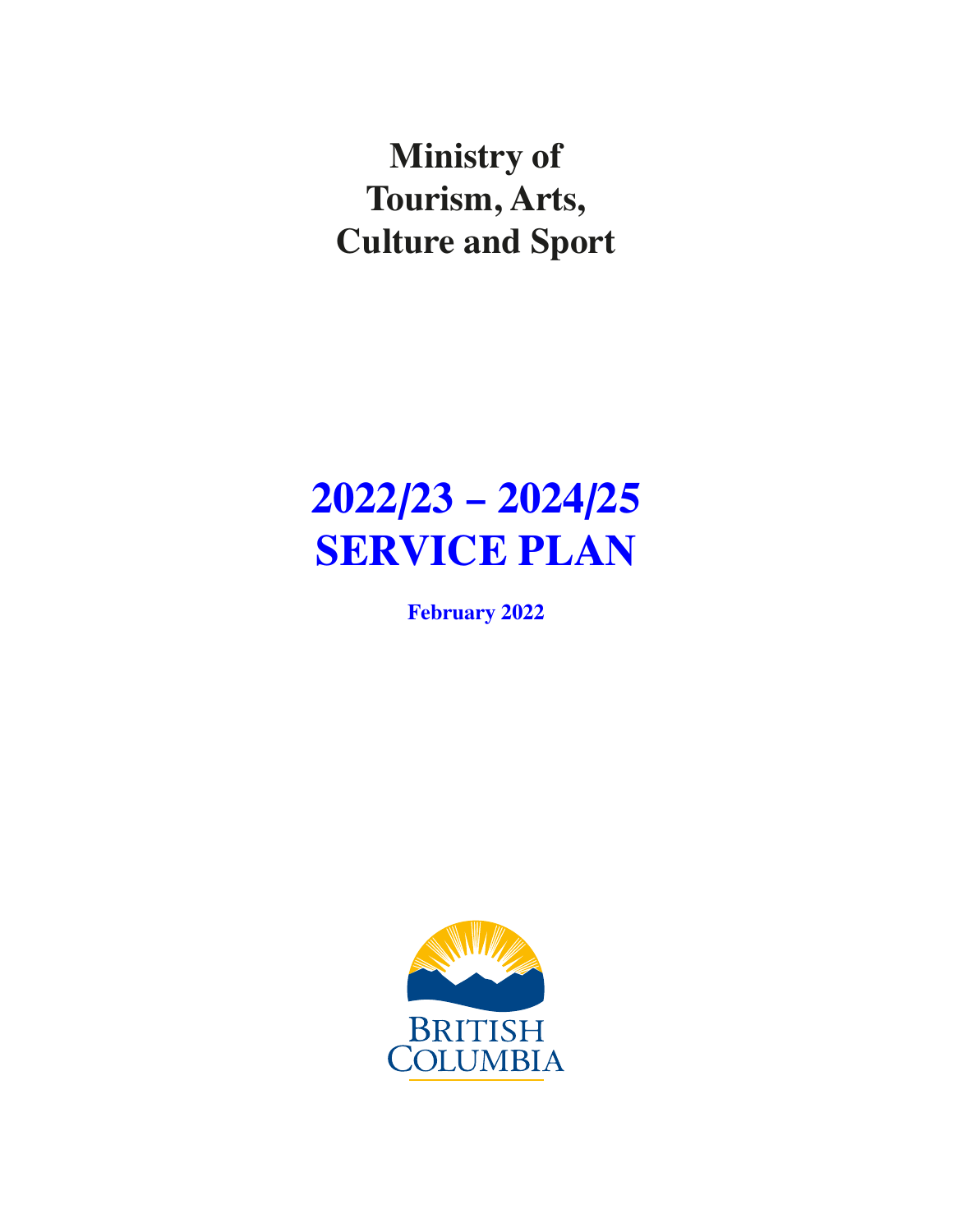# Ministry of Tourism, Arts, Culture and Sport

# 2022/23 – 2024/25 SERVICE PLAN

**February 2022**

BRITISH COLUMBIA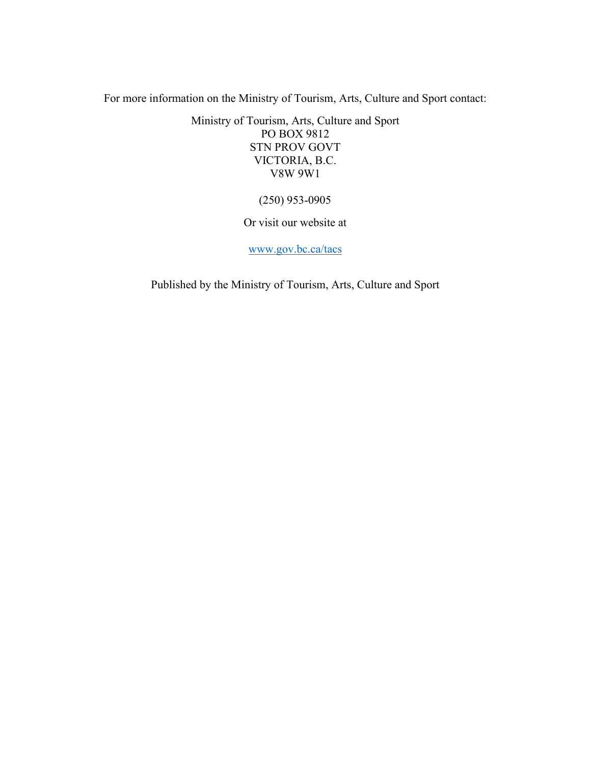For more information on the Ministry of Tourism, Arts, Culture and Sport contact:

Ministry of Tourism, Arts, Culture and Sport
PO BOX 9812
STN PROV GOVT
VICTORIA, B.C.
V8W 9W1

(250) 953-0905

Or visit our website at

[www.gov.bc.ca/tacs](http://www.gov.bc.ca/tacs)

Published by the Ministry of Tourism, Arts, Culture and Sport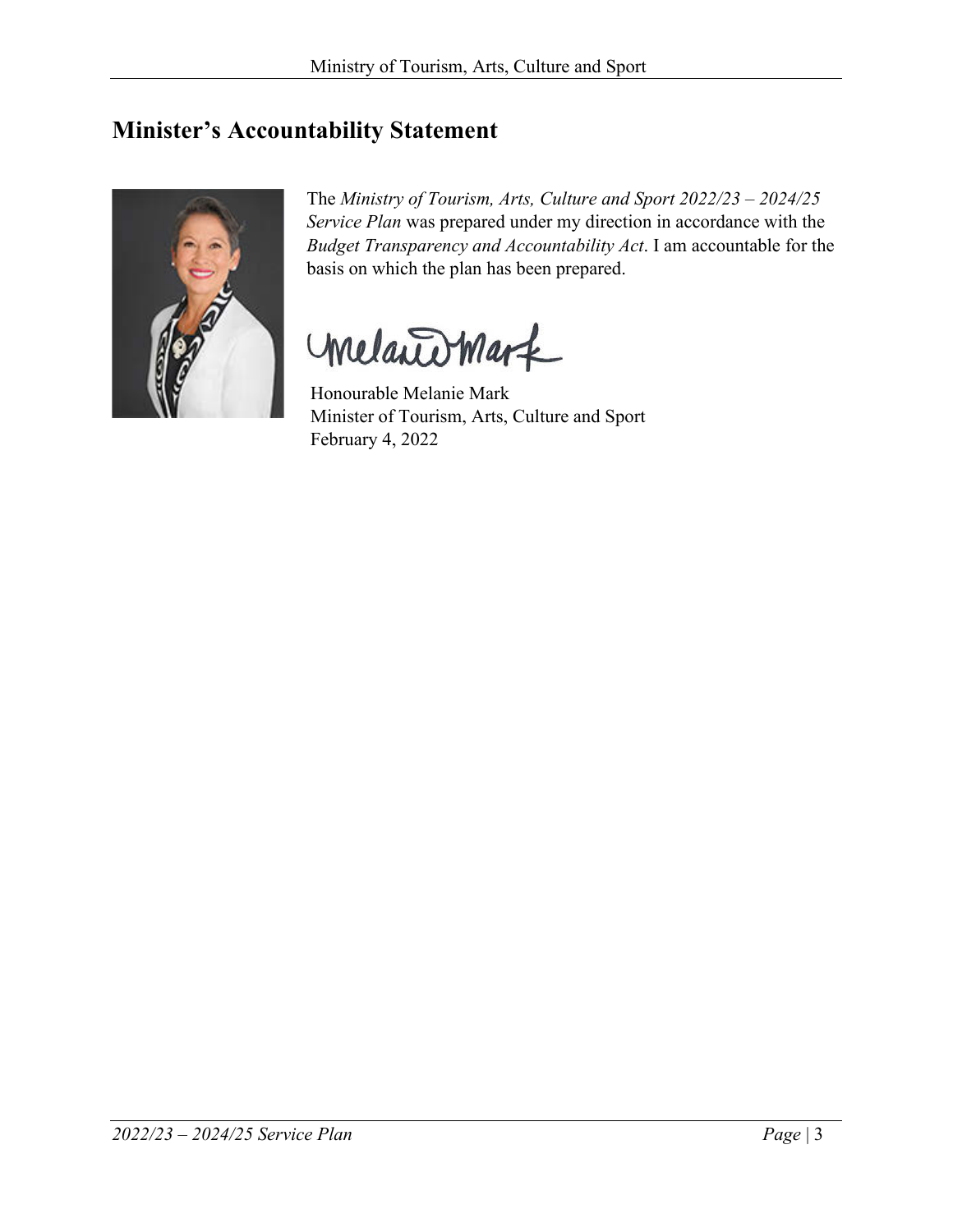## Minister's Accountability Statement

The *Ministry of Tourism, Arts, Culture and Sport 2022/23 – 2024/25 Service Plan* was prepared under my direction in accordance with the *Budget Transparency and Accountability Act*. I am accountable for the basis on which the plan has been prepared.

Honourable Melanie Mark
Minister of Tourism, Arts, Culture and Sport
February 4, 2022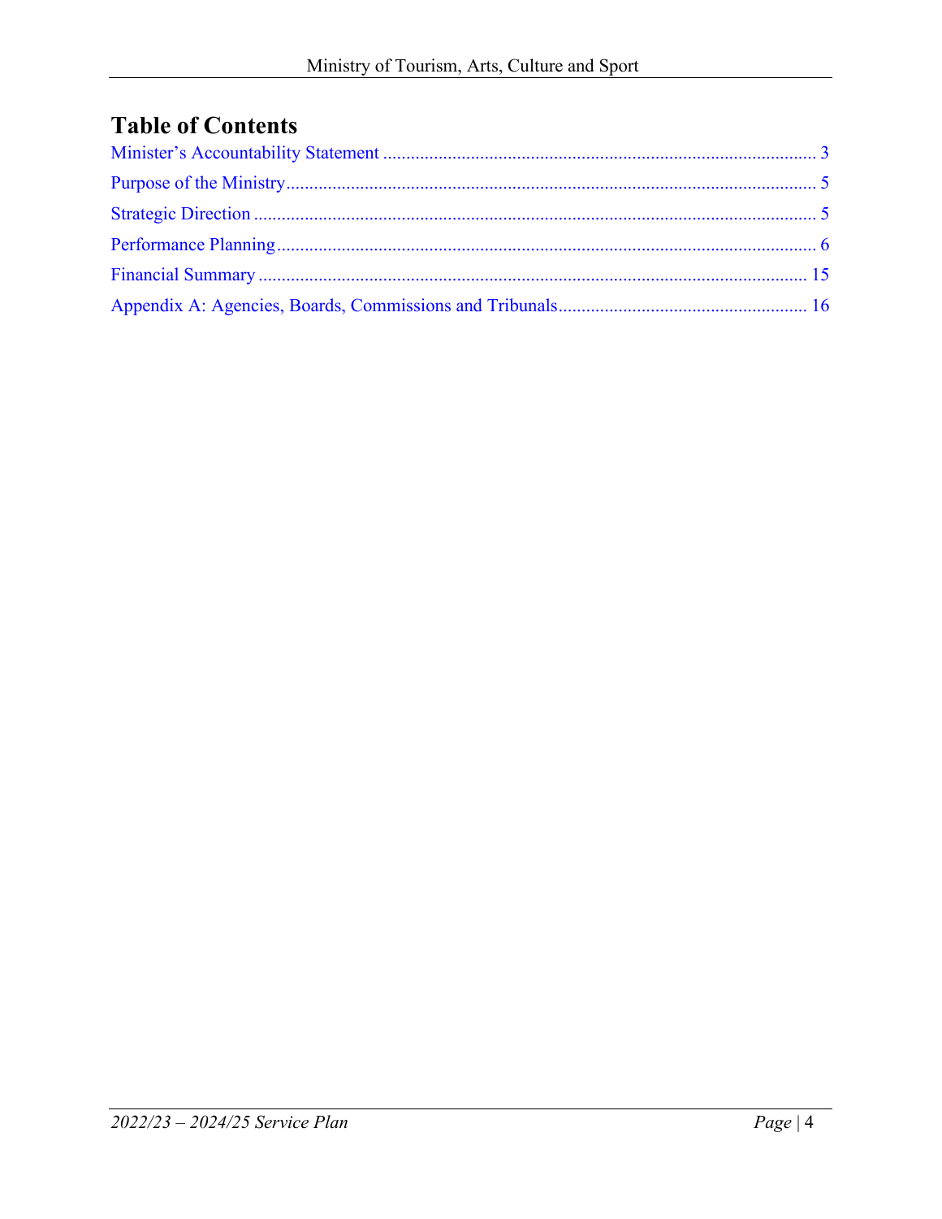# Table of Contents

Minister's Accountability Statement ............................................................................................ 3

Purpose of the Ministry.................................................................................................................. 5

Strategic Direction ........................................................................................................................ 5

Performance Planning.................................................................................................................... 6

Financial Summary ...................................................................................................................... 15

Appendix A: Agencies, Boards, Commissions and Tribunals..................................................... 16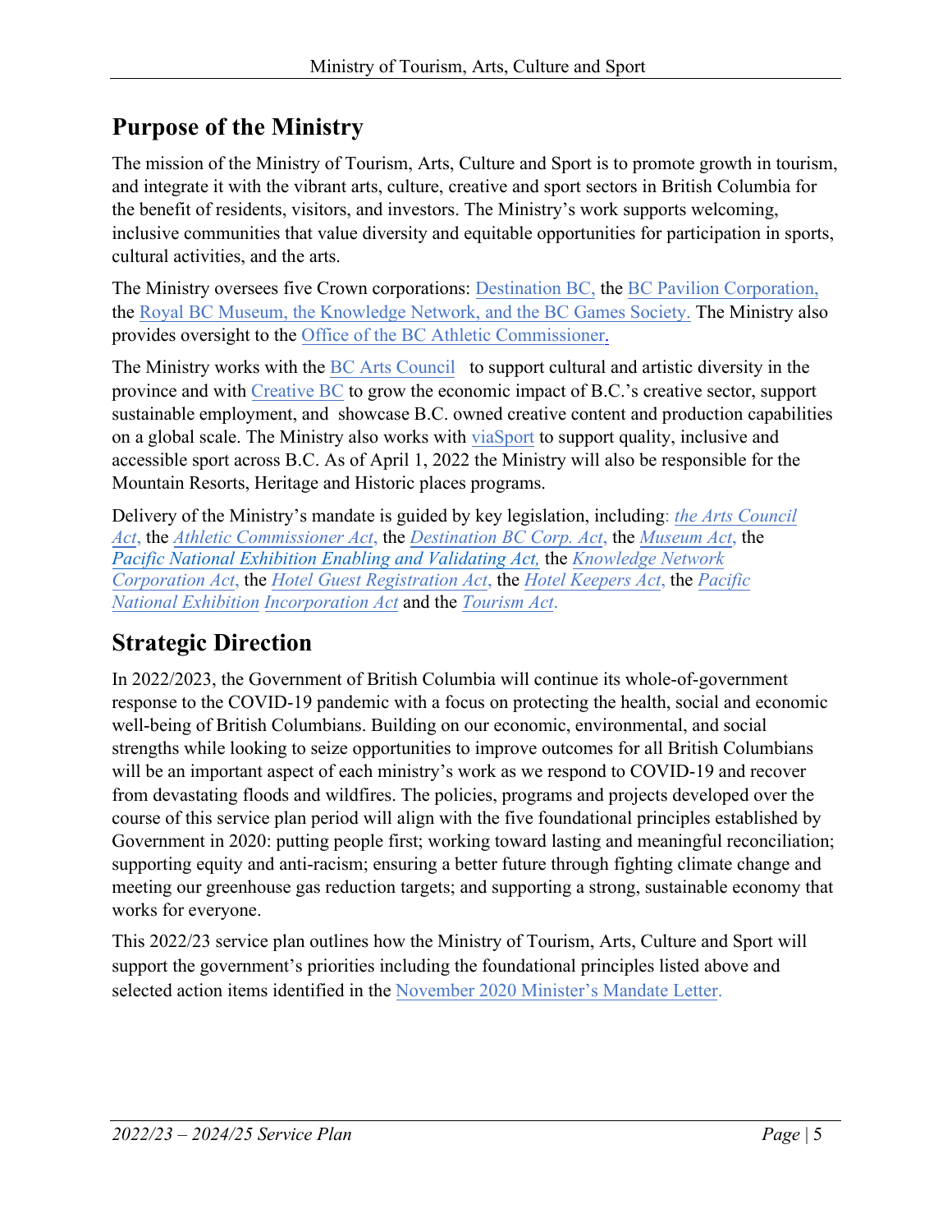## Purpose of the Ministry

The mission of the Ministry of Tourism, Arts, Culture and Sport is to promote growth in tourism, and integrate it with the vibrant arts, culture, creative and sport sectors in British Columbia for the benefit of residents, visitors, and investors. The Ministry's work supports welcoming, inclusive communities that value diversity and equitable opportunities for participation in sports, cultural activities, and the arts.

The Ministry oversees five Crown corporations: Destination BC, the BC Pavilion Corporation, the Royal BC Museum, the Knowledge Network, and the BC Games Society. The Ministry also provides oversight to the Office of the BC Athletic Commissioner.

The Ministry works with the BC Arts Council to support cultural and artistic diversity in the province and with Creative BC to grow the economic impact of B.C.'s creative sector, support sustainable employment, and showcase B.C. owned creative content and production capabilities on a global scale. The Ministry also works with viaSport to support quality, inclusive and accessible sport across B.C. As of April 1, 2022 the Ministry will also be responsible for the Mountain Resorts, Heritage and Historic places programs.

Delivery of the Ministry's mandate is guided by key legislation, including: *the Arts Council Act*, the *Athletic Commissioner Act*, the *Destination BC Corp. Act*, the *Museum Act*, the *Pacific National Exhibition Enabling and Validating Act*, the *Knowledge Network Corporation Act*, the *Hotel Guest Registration Act*, the *Hotel Keepers Act*, the *Pacific National Exhibition Incorporation Act* and the *Tourism Act*.

## Strategic Direction

In 2022/2023, the Government of British Columbia will continue its whole-of-government response to the COVID-19 pandemic with a focus on protecting the health, social and economic well-being of British Columbians. Building on our economic, environmental, and social strengths while looking to seize opportunities to improve outcomes for all British Columbians will be an important aspect of each ministry's work as we respond to COVID-19 and recover from devastating floods and wildfires. The policies, programs and projects developed over the course of this service plan period will align with the five foundational principles established by Government in 2020: putting people first; working toward lasting and meaningful reconciliation; supporting equity and anti-racism; ensuring a better future through fighting climate change and meeting our greenhouse gas reduction targets; and supporting a strong, sustainable economy that works for everyone.

This 2022/23 service plan outlines how the Ministry of Tourism, Arts, Culture and Sport will support the government's priorities including the foundational principles listed above and selected action items identified in the November 2020 Minister's Mandate Letter.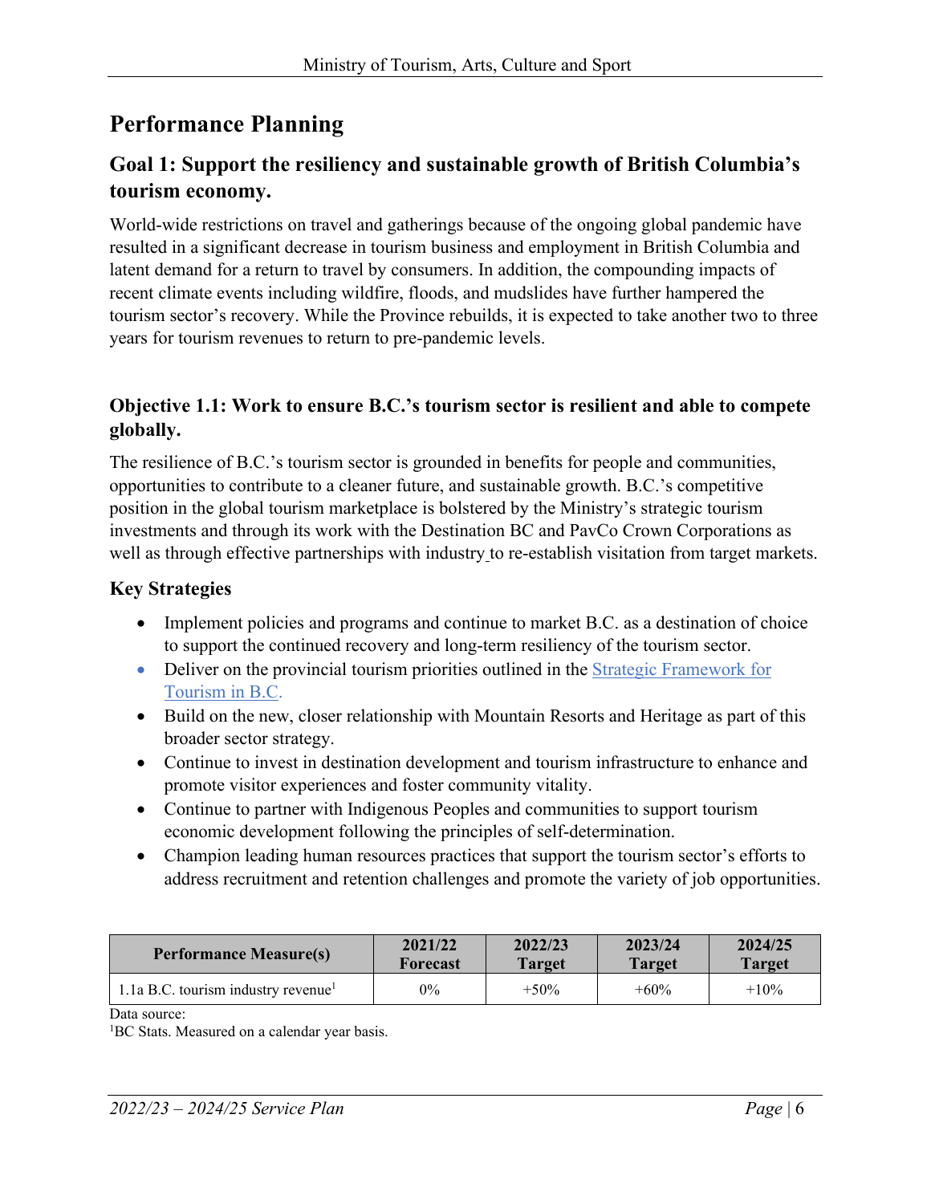# Performance Planning

## Goal 1: Support the resiliency and sustainable growth of British Columbia's tourism economy.

World-wide restrictions on travel and gatherings because of the ongoing global pandemic have resulted in a significant decrease in tourism business and employment in British Columbia and latent demand for a return to travel by consumers. In addition, the compounding impacts of recent climate events including wildfire, floods, and mudslides have further hampered the tourism sector's recovery. While the Province rebuilds, it is expected to take another two to three years for tourism revenues to return to pre-pandemic levels.

### Objective 1.1: Work to ensure B.C.'s tourism sector is resilient and able to compete globally.

The resilience of B.C.'s tourism sector is grounded in benefits for people and communities, opportunities to contribute to a cleaner future, and sustainable growth. B.C.'s competitive position in the global tourism marketplace is bolstered by the Ministry's strategic tourism investments and through its work with the Destination BC and PavCo Crown Corporations as well as through effective partnerships with industry to re-establish visitation from target markets.

### Key Strategies

- Implement policies and programs and continue to market B.C. as a destination of choice to support the continued recovery and long-term resiliency of the tourism sector.
- Deliver on the provincial tourism priorities outlined in the Strategic Framework for Tourism in B.C.
- Build on the new, closer relationship with Mountain Resorts and Heritage as part of this broader sector strategy.
- Continue to invest in destination development and tourism infrastructure to enhance and promote visitor experiences and foster community vitality.
- Continue to partner with Indigenous Peoples and communities to support tourism economic development following the principles of self-determination.
- Champion leading human resources practices that support the tourism sector's efforts to address recruitment and retention challenges and promote the variety of job opportunities.

| Performance Measure(s) | 2021/22 Forecast | 2022/23 Target | 2023/24 Target | 2024/25 Target |
|---|---|---|---|---|
| 1.1a B.C. tourism industry revenue[1] | 0% | +50% | +60% | +10% |

Data source:
[1]BC Stats. Measured on a calendar year basis.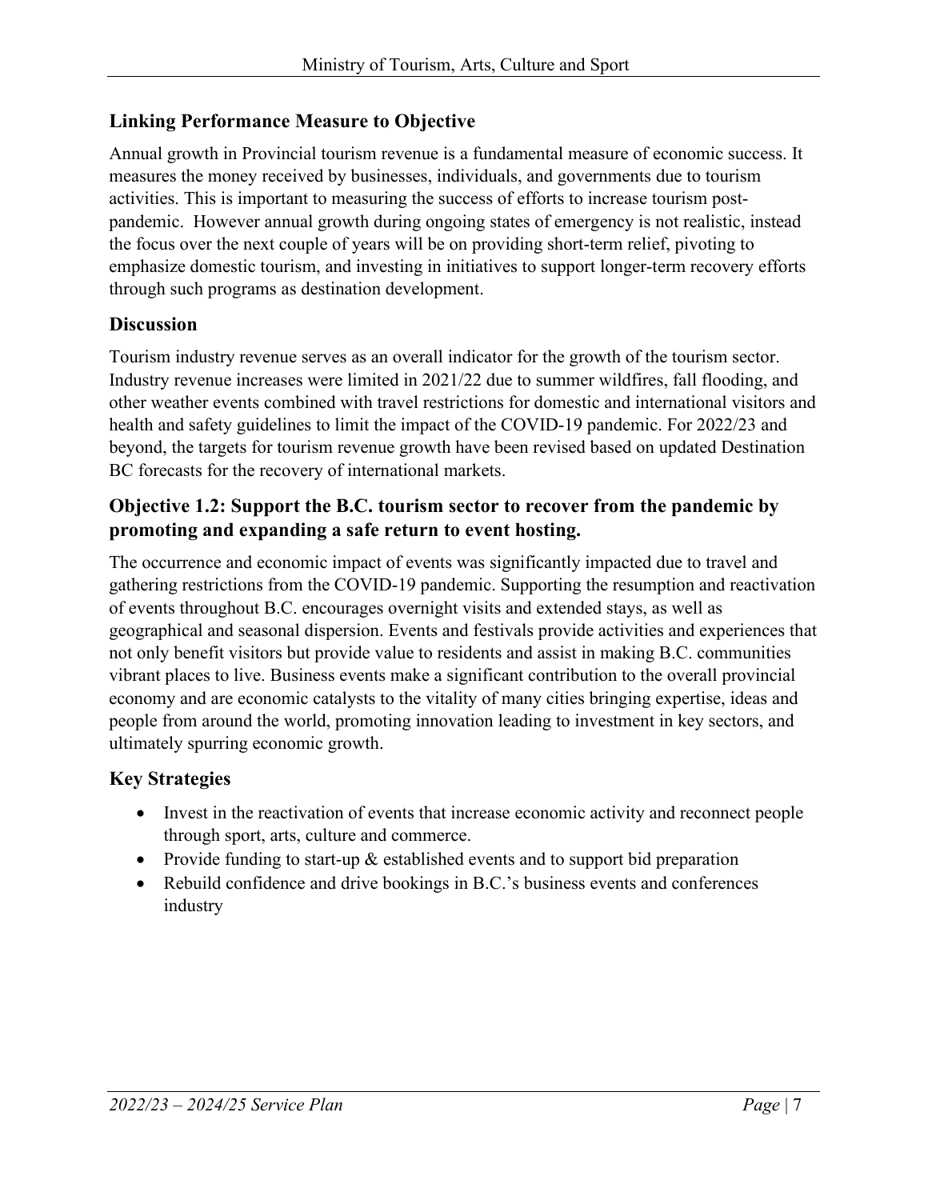## Linking Performance Measure to Objective

Annual growth in Provincial tourism revenue is a fundamental measure of economic success. It measures the money received by businesses, individuals, and governments due to tourism activities. This is important to measuring the success of efforts to increase tourism post-pandemic. However annual growth during ongoing states of emergency is not realistic, instead the focus over the next couple of years will be on providing short-term relief, pivoting to emphasize domestic tourism, and investing in initiatives to support longer-term recovery efforts through such programs as destination development.

## Discussion

Tourism industry revenue serves as an overall indicator for the growth of the tourism sector. Industry revenue increases were limited in 2021/22 due to summer wildfires, fall flooding, and other weather events combined with travel restrictions for domestic and international visitors and health and safety guidelines to limit the impact of the COVID-19 pandemic. For 2022/23 and beyond, the targets for tourism revenue growth have been revised based on updated Destination BC forecasts for the recovery of international markets.

## Objective 1.2: Support the B.C. tourism sector to recover from the pandemic by promoting and expanding a safe return to event hosting.

The occurrence and economic impact of events was significantly impacted due to travel and gathering restrictions from the COVID-19 pandemic. Supporting the resumption and reactivation of events throughout B.C. encourages overnight visits and extended stays, as well as geographical and seasonal dispersion. Events and festivals provide activities and experiences that not only benefit visitors but provide value to residents and assist in making B.C. communities vibrant places to live. Business events make a significant contribution to the overall provincial economy and are economic catalysts to the vitality of many cities bringing expertise, ideas and people from around the world, promoting innovation leading to investment in key sectors, and ultimately spurring economic growth.

## Key Strategies

- Invest in the reactivation of events that increase economic activity and reconnect people through sport, arts, culture and commerce.
- Provide funding to start-up & established events and to support bid preparation
- Rebuild confidence and drive bookings in B.C.'s business events and conferences industry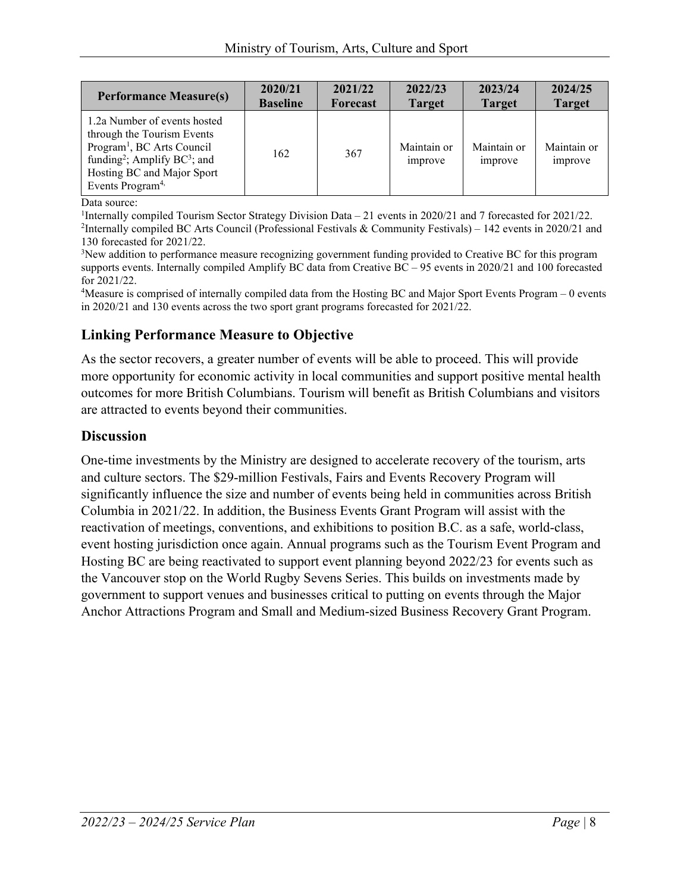| Performance Measure(s) | 2020/21 Baseline | 2021/22 Forecast | 2022/23 Target | 2023/24 Target | 2024/25 Target |
|---|---|---|---|---|---|
| 1.2a Number of events hosted through the Tourism Events Program[1], BC Arts Council funding[2]; Amplify BC[3]; and Hosting BC and Major Sport Events Program[4,] | 162 | 367 | Maintain or improve | Maintain or improve | Maintain or improve |

Data source:
[1]Internally compiled Tourism Sector Strategy Division Data – 21 events in 2020/21 and 7 forecasted for 2021/22.
[2]Internally compiled BC Arts Council (Professional Festivals & Community Festivals) – 142 events in 2020/21 and 130 forecasted for 2021/22.
[3]New addition to performance measure recognizing government funding provided to Creative BC for this program supports events. Internally compiled Amplify BC data from Creative BC – 95 events in 2020/21 and 100 forecasted for 2021/22.
[4]Measure is comprised of internally compiled data from the Hosting BC and Major Sport Events Program – 0 events in 2020/21 and 130 events across the two sport grant programs forecasted for 2021/22.

## Linking Performance Measure to Objective

As the sector recovers, a greater number of events will be able to proceed. This will provide more opportunity for economic activity in local communities and support positive mental health outcomes for more British Columbians. Tourism will benefit as British Columbians and visitors are attracted to events beyond their communities.

## Discussion

One-time investments by the Ministry are designed to accelerate recovery of the tourism, arts and culture sectors. The $29-million Festivals, Fairs and Events Recovery Program will significantly influence the size and number of events being held in communities across British Columbia in 2021/22. In addition, the Business Events Grant Program will assist with the reactivation of meetings, conventions, and exhibitions to position B.C. as a safe, world-class, event hosting jurisdiction once again. Annual programs such as the Tourism Event Program and Hosting BC are being reactivated to support event planning beyond 2022/23 for events such as the Vancouver stop on the World Rugby Sevens Series. This builds on investments made by government to support venues and businesses critical to putting on events through the Major Anchor Attractions Program and Small and Medium-sized Business Recovery Grant Program.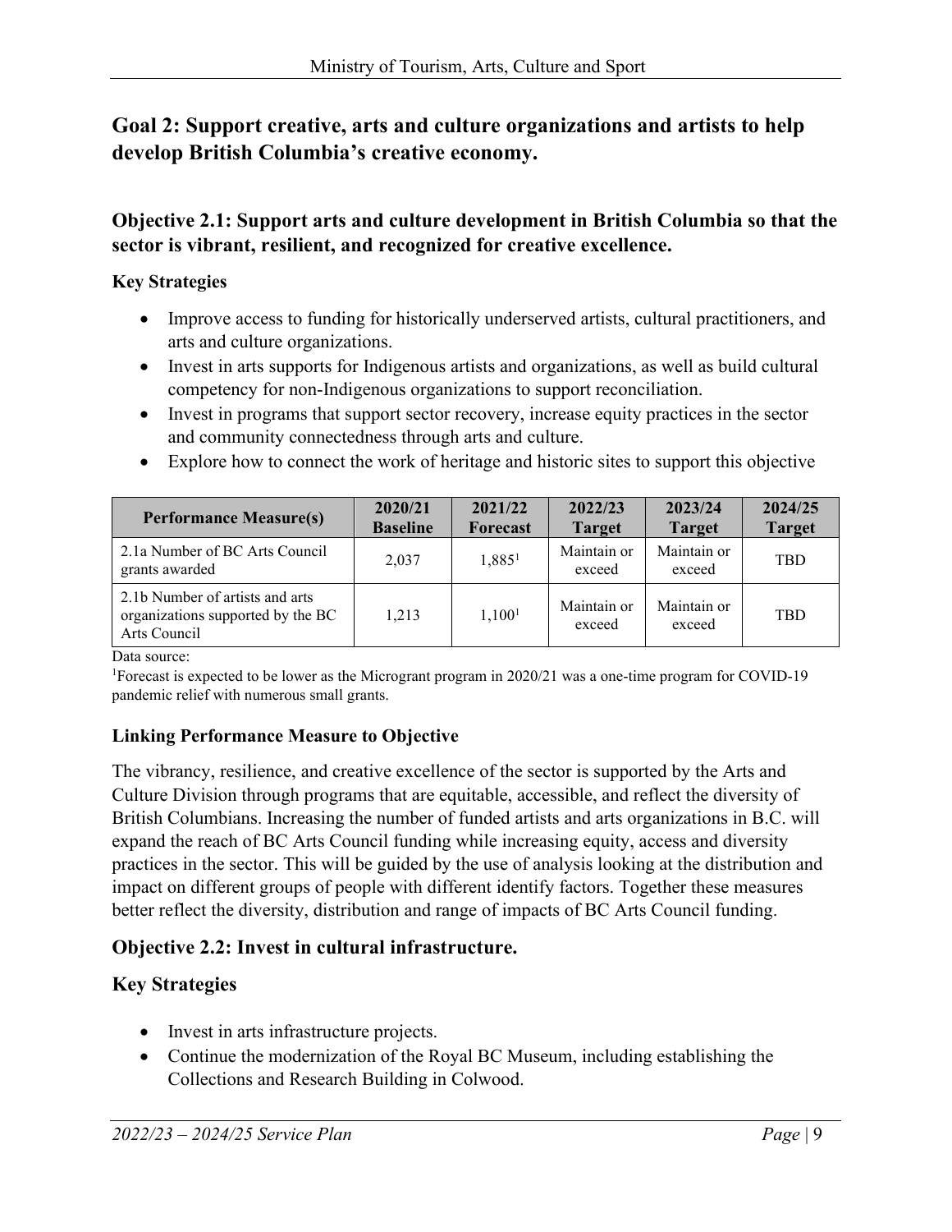## Goal 2: Support creative, arts and culture organizations and artists to help develop British Columbia's creative economy.

### Objective 2.1: Support arts and culture development in British Columbia so that the sector is vibrant, resilient, and recognized for creative excellence.

**Key Strategies**

- Improve access to funding for historically underserved artists, cultural practitioners, and arts and culture organizations.
- Invest in arts supports for Indigenous artists and organizations, as well as build cultural competency for non-Indigenous organizations to support reconciliation.
- Invest in programs that support sector recovery, increase equity practices in the sector and community connectedness through arts and culture.
- Explore how to connect the work of heritage and historic sites to support this objective

| Performance Measure(s) | 2020/21 Baseline | 2021/22 Forecast | 2022/23 Target | 2023/24 Target | 2024/25 Target |
| --- | --- | --- | --- | --- | --- |
| 2.1a Number of BC Arts Council grants awarded | 2,037 | 1,885[1] | Maintain or exceed | Maintain or exceed | TBD |
| 2.1b Number of artists and arts organizations supported by the BC Arts Council | 1,213 | 1,100[1] | Maintain or exceed | Maintain or exceed | TBD |

Data source:

[1]Forecast is expected to be lower as the Microgrant program in 2020/21 was a one-time program for COVID-19 pandemic relief with numerous small grants.

**Linking Performance Measure to Objective**

The vibrancy, resilience, and creative excellence of the sector is supported by the Arts and Culture Division through programs that are equitable, accessible, and reflect the diversity of British Columbians. Increasing the number of funded artists and arts organizations in B.C. will expand the reach of BC Arts Council funding while increasing equity, access and diversity practices in the sector. This will be guided by the use of analysis looking at the distribution and impact on different groups of people with different identify factors. Together these measures better reflect the diversity, distribution and range of impacts of BC Arts Council funding.

### Objective 2.2: Invest in cultural infrastructure.

### Key Strategies

- Invest in arts infrastructure projects.
- Continue the modernization of the Royal BC Museum, including establishing the Collections and Research Building in Colwood.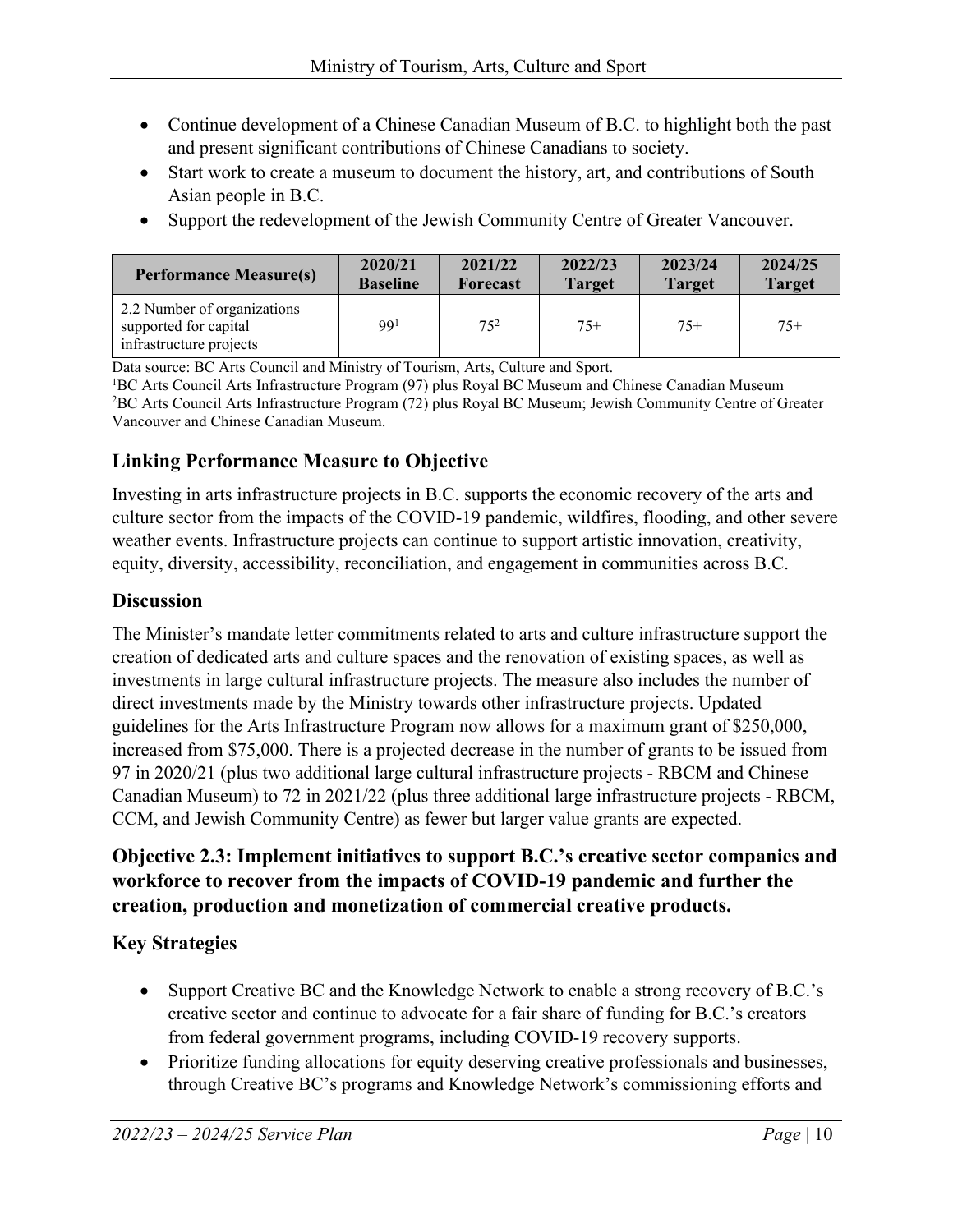- Continue development of a Chinese Canadian Museum of B.C. to highlight both the past and present significant contributions of Chinese Canadians to society.
- Start work to create a museum to document the history, art, and contributions of South Asian people in B.C.
- Support the redevelopment of the Jewish Community Centre of Greater Vancouver.

| Performance Measure(s) | 2020/21 Baseline | 2021/22 Forecast | 2022/23 Target | 2023/24 Target | 2024/25 Target |
|---|---|---|---|---|---|
| 2.2 Number of organizations supported for capital infrastructure projects | 99[1] | 75[2] | 75+ | 75+ | 75+ |

Data source: BC Arts Council and Ministry of Tourism, Arts, Culture and Sport.
[1]BC Arts Council Arts Infrastructure Program (97) plus Royal BC Museum and Chinese Canadian Museum
[2]BC Arts Council Arts Infrastructure Program (72) plus Royal BC Museum; Jewish Community Centre of Greater Vancouver and Chinese Canadian Museum.

## Linking Performance Measure to Objective

Investing in arts infrastructure projects in B.C. supports the economic recovery of the arts and culture sector from the impacts of the COVID-19 pandemic, wildfires, flooding, and other severe weather events. Infrastructure projects can continue to support artistic innovation, creativity, equity, diversity, accessibility, reconciliation, and engagement in communities across B.C.

## Discussion

The Minister's mandate letter commitments related to arts and culture infrastructure support the creation of dedicated arts and culture spaces and the renovation of existing spaces, as well as investments in large cultural infrastructure projects. The measure also includes the number of direct investments made by the Ministry towards other infrastructure projects. Updated guidelines for the Arts Infrastructure Program now allows for a maximum grant of $250,000, increased from $75,000. There is a projected decrease in the number of grants to be issued from 97 in 2020/21 (plus two additional large cultural infrastructure projects - RBCM and Chinese Canadian Museum) to 72 in 2021/22 (plus three additional large infrastructure projects - RBCM, CCM, and Jewish Community Centre) as fewer but larger value grants are expected.

## Objective 2.3: Implement initiatives to support B.C.'s creative sector companies and workforce to recover from the impacts of COVID-19 pandemic and further the creation, production and monetization of commercial creative products.

## Key Strategies

- Support Creative BC and the Knowledge Network to enable a strong recovery of B.C.'s creative sector and continue to advocate for a fair share of funding for B.C.'s creators from federal government programs, including COVID-19 recovery supports.
- Prioritize funding allocations for equity deserving creative professionals and businesses, through Creative BC's programs and Knowledge Network's commissioning efforts and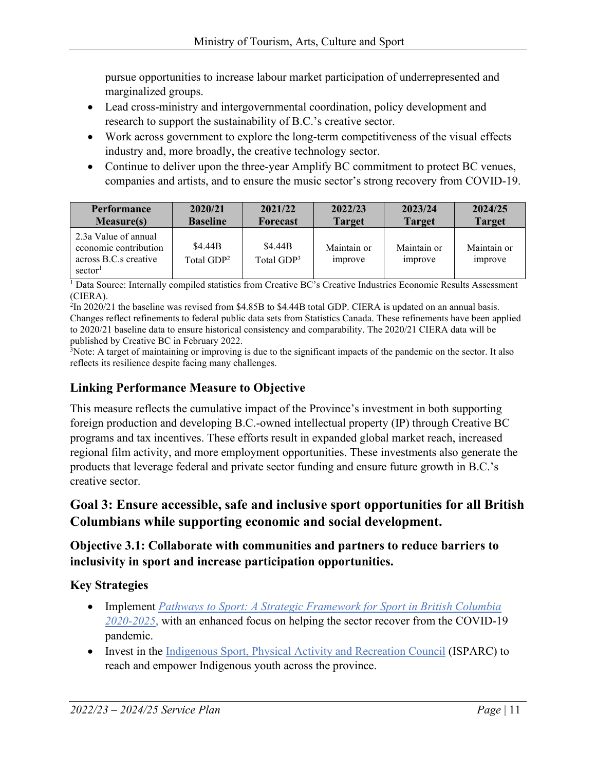pursue opportunities to increase labour market participation of underrepresented and marginalized groups.

- Lead cross-ministry and intergovernmental coordination, policy development and research to support the sustainability of B.C.'s creative sector.
- Work across government to explore the long-term competitiveness of the visual effects industry and, more broadly, the creative technology sector.
- Continue to deliver upon the three-year Amplify BC commitment to protect BC venues, companies and artists, and to ensure the music sector's strong recovery from COVID-19.

| Performance Measure(s) | 2020/21 Baseline | 2021/22 Forecast | 2022/23 Target | 2023/24 Target | 2024/25 Target |
|---|---|---|---|---|---|
| 2.3a Value of annual economic contribution across B.C.s creative sector[1] | $4.44B Total GDP[2] | $4.44B Total GDP[3] | Maintain or improve | Maintain or improve | Maintain or improve |

[1] Data Source: Internally compiled statistics from Creative BC's Creative Industries Economic Results Assessment (CIERA).
[2]In 2020/21 the baseline was revised from $4.85B to $4.44B total GDP. CIERA is updated on an annual basis. Changes reflect refinements to federal public data sets from Statistics Canada. These refinements have been applied to 2020/21 baseline data to ensure historical consistency and comparability. The 2020/21 CIERA data will be published by Creative BC in February 2022.
[3]Note: A target of maintaining or improving is due to the significant impacts of the pandemic on the sector. It also reflects its resilience despite facing many challenges.

### Linking Performance Measure to Objective

This measure reflects the cumulative impact of the Province's investment in both supporting foreign production and developing B.C.-owned intellectual property (IP) through Creative BC programs and tax incentives. These efforts result in expanded global market reach, increased regional film activity, and more employment opportunities. These investments also generate the products that leverage federal and private sector funding and ensure future growth in B.C.'s creative sector.

## Goal 3: Ensure accessible, safe and inclusive sport opportunities for all British Columbians while supporting economic and social development.

### Objective 3.1: Collaborate with communities and partners to reduce barriers to inclusivity in sport and increase participation opportunities.

### Key Strategies

- Implement *Pathways to Sport: A Strategic Framework for Sport in British Columbia 2020-2025*, with an enhanced focus on helping the sector recover from the COVID-19 pandemic.
- Invest in the Indigenous Sport, Physical Activity and Recreation Council (ISPARC) to reach and empower Indigenous youth across the province.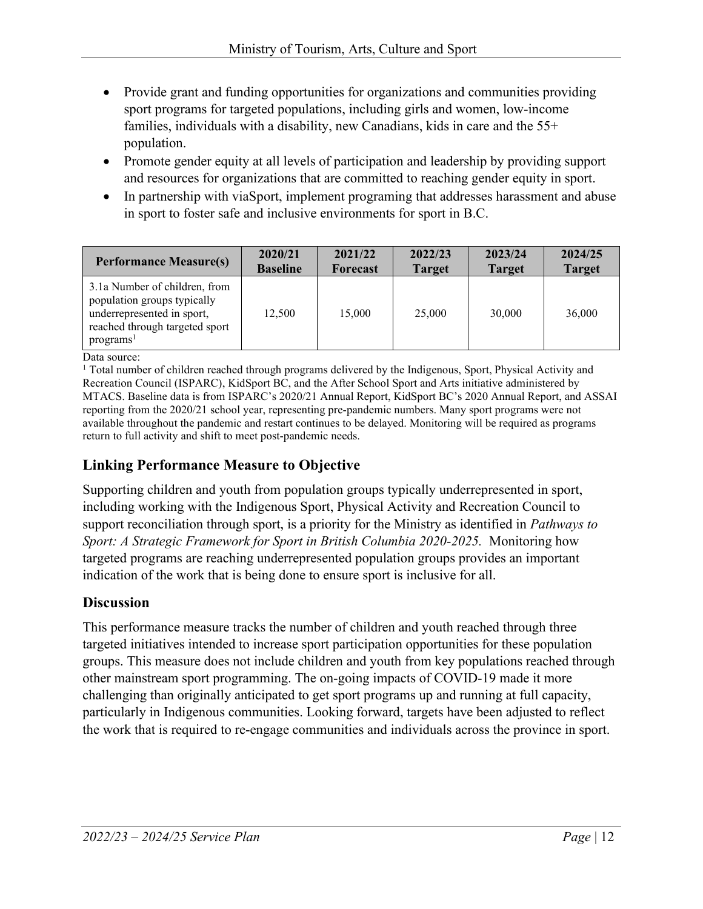- Provide grant and funding opportunities for organizations and communities providing sport programs for targeted populations, including girls and women, low-income families, individuals with a disability, new Canadians, kids in care and the 55+ population.
- Promote gender equity at all levels of participation and leadership by providing support and resources for organizations that are committed to reaching gender equity in sport.
- In partnership with viaSport, implement programing that addresses harassment and abuse in sport to foster safe and inclusive environments for sport in B.C.

| Performance Measure(s) | 2020/21 Baseline | 2021/22 Forecast | 2022/23 Target | 2023/24 Target | 2024/25 Target |
|---|---|---|---|---|---|
| 3.1a Number of children, from population groups typically underrepresented in sport, reached through targeted sport programs[1] | 12,500 | 15,000 | 25,000 | 30,000 | 36,000 |

Data source:
[1] Total number of children reached through programs delivered by the Indigenous, Sport, Physical Activity and Recreation Council (ISPARC), KidSport BC, and the After School Sport and Arts initiative administered by MTACS. Baseline data is from ISPARC's 2020/21 Annual Report, KidSport BC's 2020 Annual Report, and ASSAI reporting from the 2020/21 school year, representing pre-pandemic numbers. Many sport programs were not available throughout the pandemic and restart continues to be delayed. Monitoring will be required as programs return to full activity and shift to meet post-pandemic needs.

## Linking Performance Measure to Objective

Supporting children and youth from population groups typically underrepresented in sport, including working with the Indigenous Sport, Physical Activity and Recreation Council to support reconciliation through sport, is a priority for the Ministry as identified in *Pathways to Sport: A Strategic Framework for Sport in British Columbia 2020-2025.* Monitoring how targeted programs are reaching underrepresented population groups provides an important indication of the work that is being done to ensure sport is inclusive for all.

## Discussion

This performance measure tracks the number of children and youth reached through three targeted initiatives intended to increase sport participation opportunities for these population groups. This measure does not include children and youth from key populations reached through other mainstream sport programming. The on-going impacts of COVID-19 made it more challenging than originally anticipated to get sport programs up and running at full capacity, particularly in Indigenous communities. Looking forward, targets have been adjusted to reflect the work that is required to re-engage communities and individuals across the province in sport.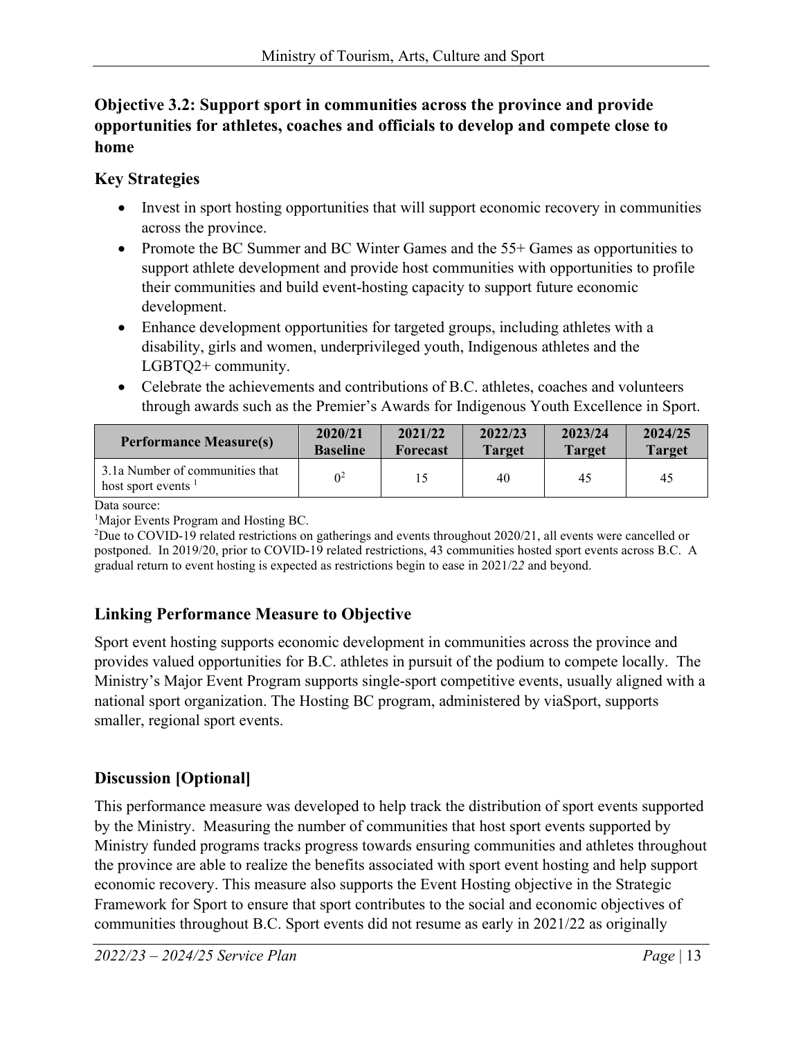### Objective 3.2: Support sport in communities across the province and provide opportunities for athletes, coaches and officials to develop and compete close to home

#### Key Strategies

- Invest in sport hosting opportunities that will support economic recovery in communities across the province.
- Promote the BC Summer and BC Winter Games and the 55+ Games as opportunities to support athlete development and provide host communities with opportunities to profile their communities and build event-hosting capacity to support future economic development.
- Enhance development opportunities for targeted groups, including athletes with a disability, girls and women, underprivileged youth, Indigenous athletes and the LGBTQ2+ community.
- Celebrate the achievements and contributions of B.C. athletes, coaches and volunteers through awards such as the Premier's Awards for Indigenous Youth Excellence in Sport.

| Performance Measure(s) | 2020/21 Baseline | 2021/22 Forecast | 2022/23 Target | 2023/24 Target | 2024/25 Target |
|---|---|---|---|---|---|
| 3.1a Number of communities that host sport events [1] | 0[2] | 15 | 40 | 45 | 45 |

Data source:
[1]Major Events Program and Hosting BC.
[2]Due to COVID-19 related restrictions on gatherings and events throughout 2020/21, all events were cancelled or postponed. In 2019/20, prior to COVID-19 related restrictions, 43 communities hosted sport events across B.C. A gradual return to event hosting is expected as restrictions begin to ease in 2021/*22* and beyond.

#### Linking Performance Measure to Objective

Sport event hosting supports economic development in communities across the province and provides valued opportunities for B.C. athletes in pursuit of the podium to compete locally. The Ministry's Major Event Program supports single-sport competitive events, usually aligned with a national sport organization. The Hosting BC program, administered by viaSport, supports smaller, regional sport events.

#### Discussion [Optional]

This performance measure was developed to help track the distribution of sport events supported by the Ministry. Measuring the number of communities that host sport events supported by Ministry funded programs tracks progress towards ensuring communities and athletes throughout the province are able to realize the benefits associated with sport event hosting and help support economic recovery. This measure also supports the Event Hosting objective in the Strategic Framework for Sport to ensure that sport contributes to the social and economic objectives of communities throughout B.C. Sport events did not resume as early in 2021/22 as originally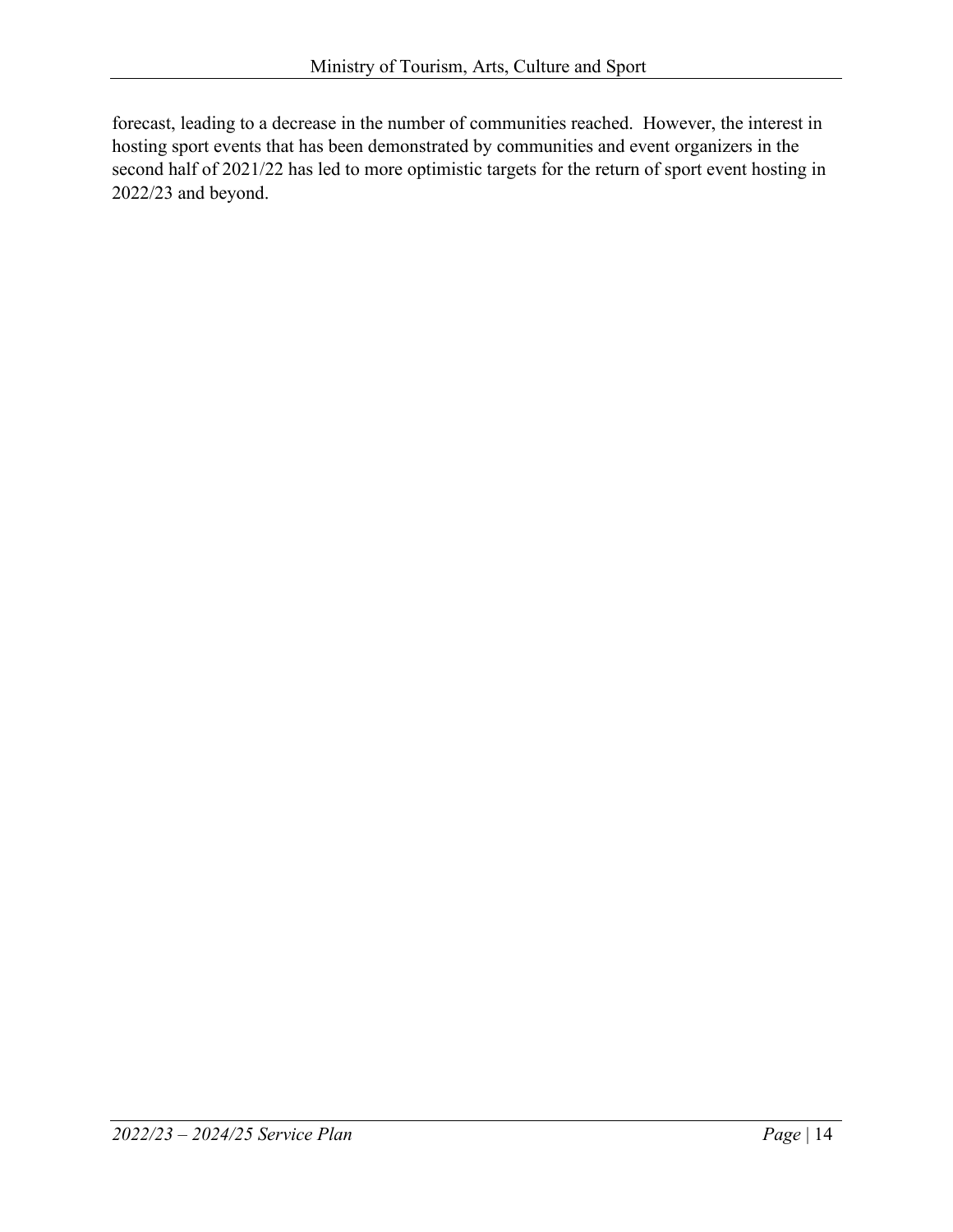forecast, leading to a decrease in the number of communities reached. However, the interest in hosting sport events that has been demonstrated by communities and event organizers in the second half of 2021/22 has led to more optimistic targets for the return of sport event hosting in 2022/23 and beyond.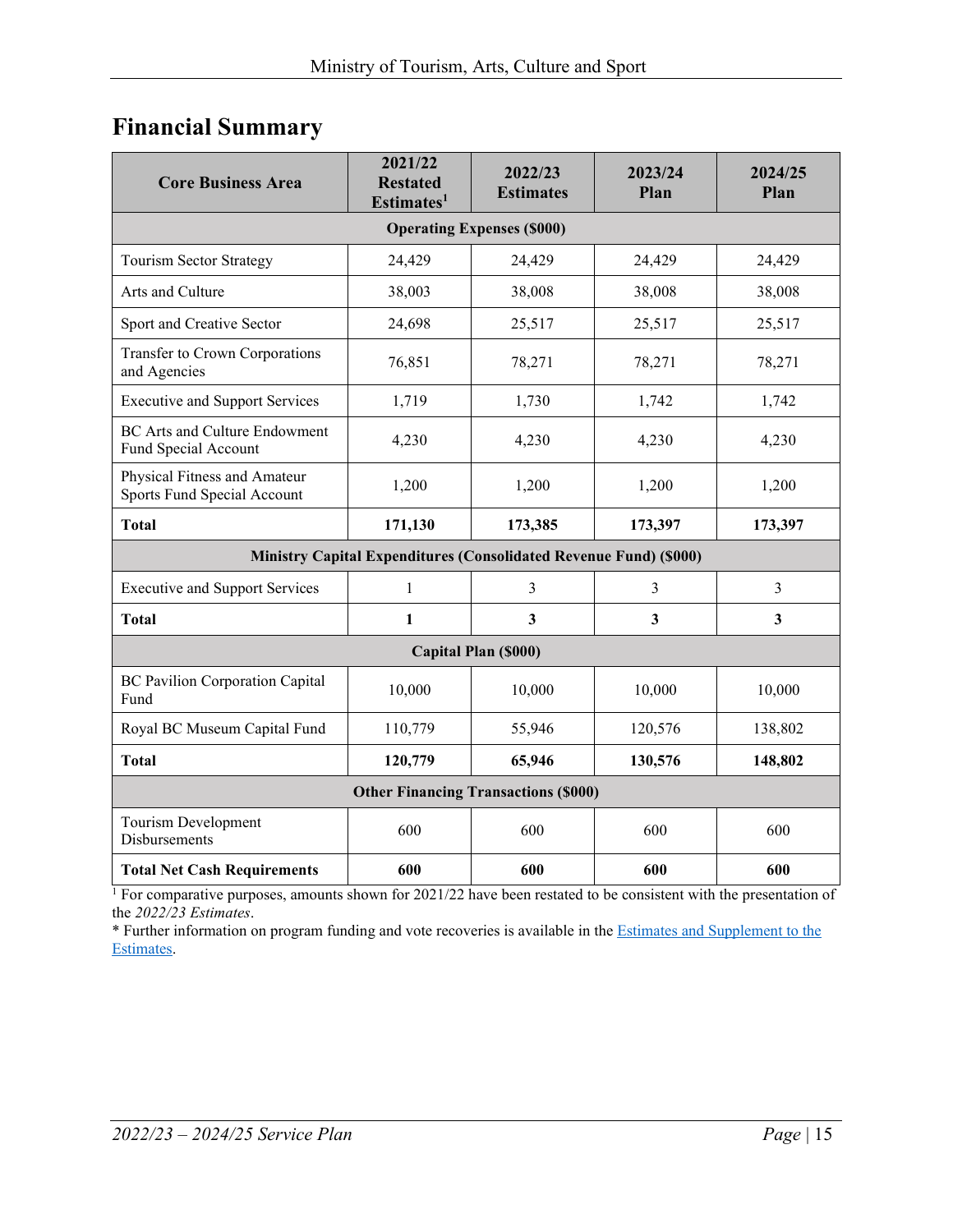## Financial Summary

| Core Business Area | 2021/22 Restated Estimates[1] | 2022/23 Estimates | 2023/24 Plan | 2024/25 Plan |
|---|---|---|---|---|
| **Operating Expenses ($000)** | | | | |
| Tourism Sector Strategy | 24,429 | 24,429 | 24,429 | 24,429 |
| Arts and Culture | 38,003 | 38,008 | 38,008 | 38,008 |
| Sport and Creative Sector | 24,698 | 25,517 | 25,517 | 25,517 |
| Transfer to Crown Corporations and Agencies | 76,851 | 78,271 | 78,271 | 78,271 |
| Executive and Support Services | 1,719 | 1,730 | 1,742 | 1,742 |
| BC Arts and Culture Endowment Fund Special Account | 4,230 | 4,230 | 4,230 | 4,230 |
| Physical Fitness and Amateur Sports Fund Special Account | 1,200 | 1,200 | 1,200 | 1,200 |
| **Total** | **171,130** | **173,385** | **173,397** | **173,397** |
| **Ministry Capital Expenditures (Consolidated Revenue Fund) ($000)** | | | | |
| Executive and Support Services | 1 | 3 | 3 | 3 |
| **Total** | **1** | **3** | **3** | **3** |
| **Capital Plan ($000)** | | | | |
| BC Pavilion Corporation Capital Fund | 10,000 | 10,000 | 10,000 | 10,000 |
| Royal BC Museum Capital Fund | 110,779 | 55,946 | 120,576 | 138,802 |
| **Total** | **120,779** | **65,946** | **130,576** | **148,802** |
| **Other Financing Transactions ($000)** | | | | |
| Tourism Development Disbursements | 600 | 600 | 600 | 600 |
| **Total Net Cash Requirements** | **600** | **600** | **600** | **600** |

[1] For comparative purposes, amounts shown for 2021/22 have been restated to be consistent with the presentation of the *2022/23 Estimates*.

* Further information on program funding and vote recoveries is available in the Estimates and Supplement to the Estimates.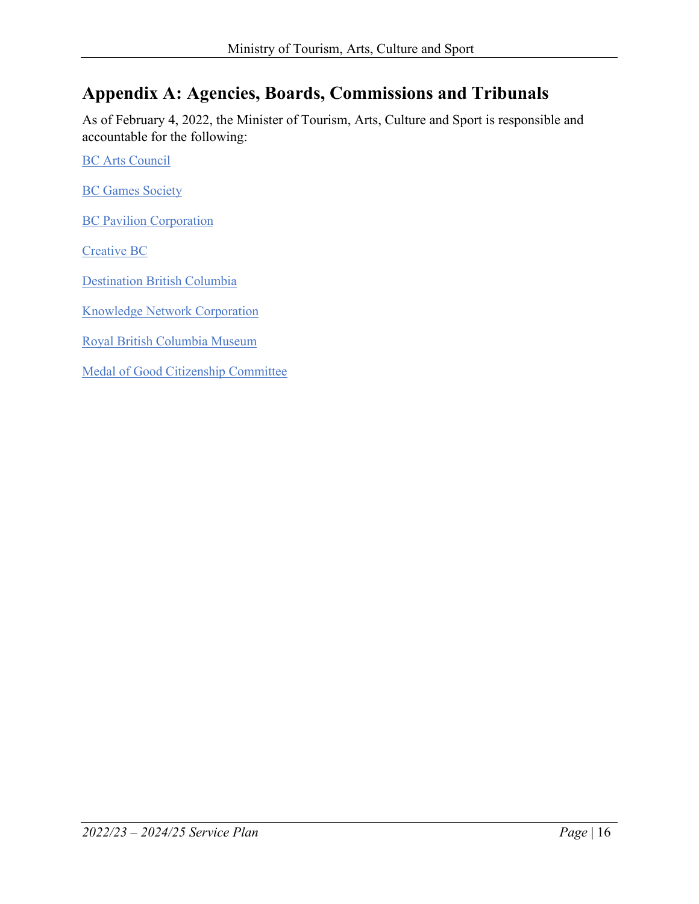## Appendix A: Agencies, Boards, Commissions and Tribunals

As of February 4, 2022, the Minister of Tourism, Arts, Culture and Sport is responsible and accountable for the following:

BC Arts Council

BC Games Society

BC Pavilion Corporation

Creative BC

Destination British Columbia

Knowledge Network Corporation

Royal British Columbia Museum

Medal of Good Citizenship Committee